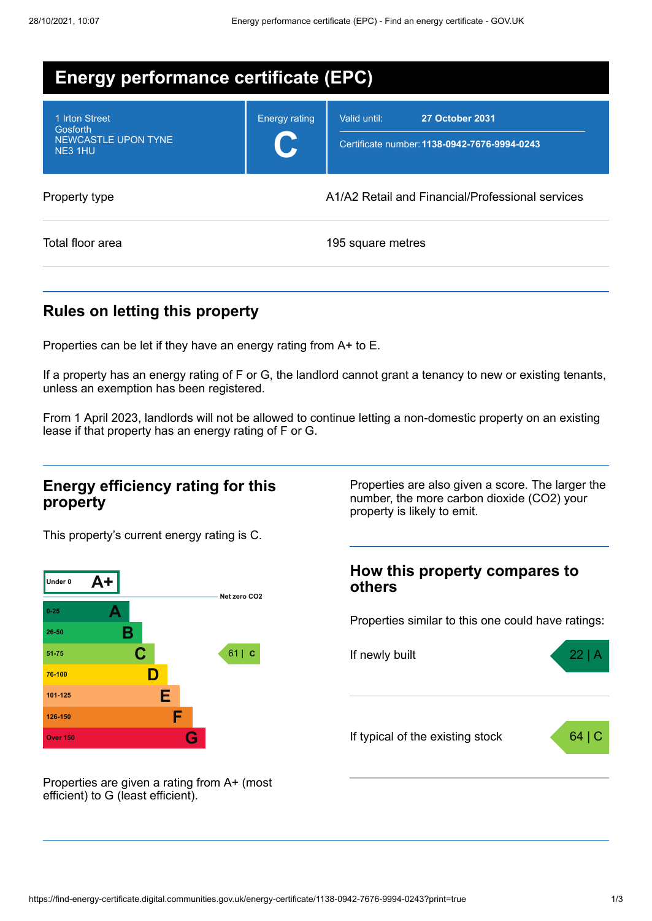# Energy performance certificate (EPC)

| | | |
|---|---|---|
| 1 Irton Street<br>Gosforth<br>NEWCASTLE UPON TYNE<br>NE3 1HU | Energy rating<br>**C** | Valid until: **27 October 2031**<br>Certificate number: **1138-0942-7676-9994-0243** |

| | |
|---|---|
| Property type | A1/A2 Retail and Financial/Professional services |
| Total floor area | 195 square metres |

## Rules on letting this property

Properties can be let if they have an energy rating from A+ to E.

If a property has an energy rating of F or G, the landlord cannot grant a tenancy to new or existing tenants, unless an exemption has been registered.

From 1 April 2023, landlords will not be allowed to continue letting a non-domestic property on an existing lease if that property has an energy rating of F or G.

## Energy efficiency rating for this property

This property's current energy rating is C.

| Score | Rating |
|---|---|
| Under 0 | A+ |
| Net zero CO2 | |
| 0-25 | A |
| 26-50 | B |
| 51-75 | C |
| 76-100 | D |
| 101-125 | E |
| 126-150 | F |
| Over 150 | G |

Current: 61 | C

Properties are given a rating from A+ (most efficient) to G (least efficient).

Properties are also given a score. The larger the number, the more carbon dioxide (CO2) your property is likely to emit.

## How this property compares to others

Properties similar to this one could have ratings:

| | |
|---|---|
| If newly built | 22 \| A |
| If typical of the existing stock | 64 \| C |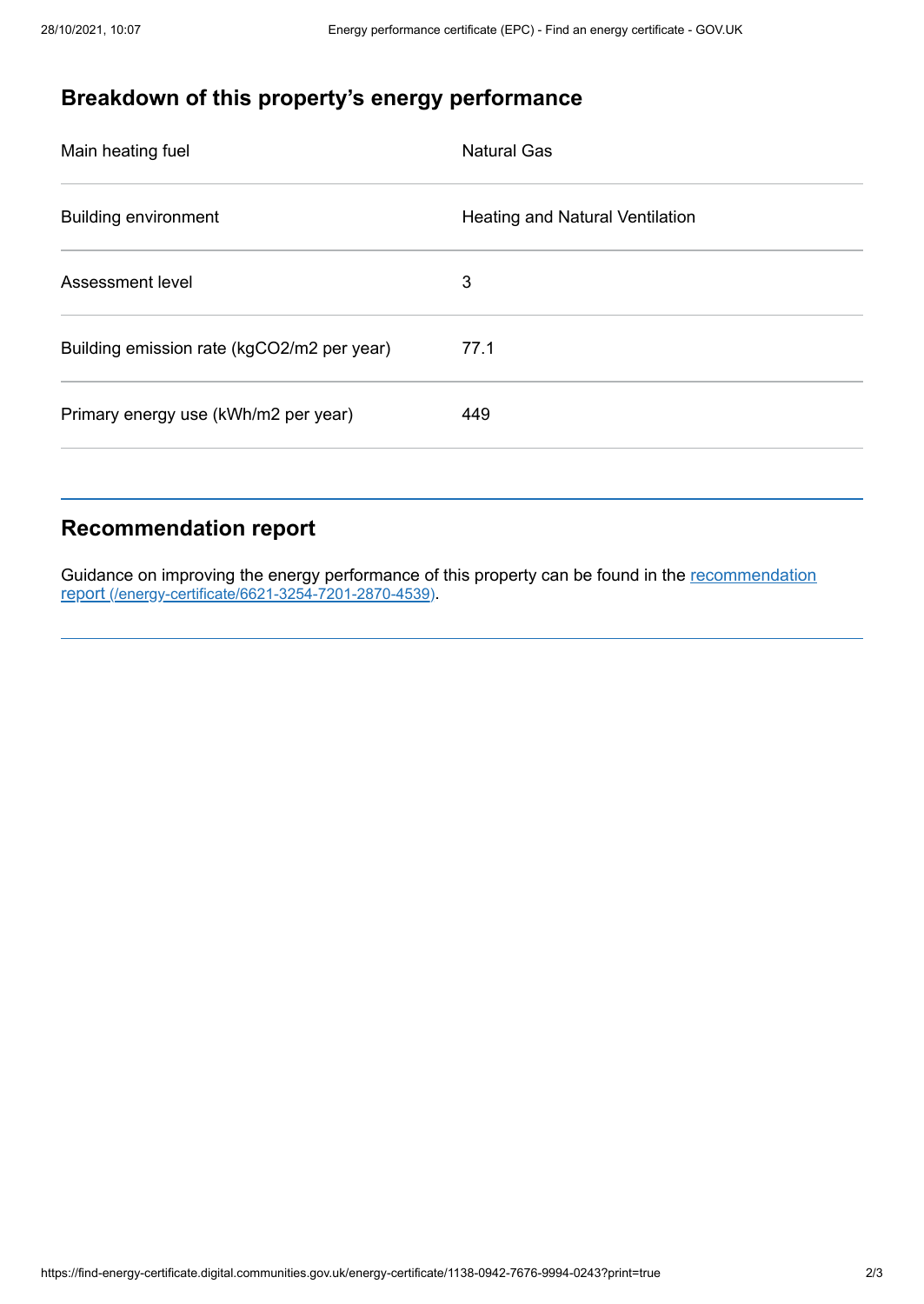## Breakdown of this property's energy performance

| | |
|---|---|
| Main heating fuel | Natural Gas |
| Building environment | Heating and Natural Ventilation |
| Assessment level | 3 |
| Building emission rate (kgCO2/m2 per year) | 77.1 |
| Primary energy use (kWh/m2 per year) | 449 |

## Recommendation report

Guidance on improving the energy performance of this property can be found in the [recommendation report (/energy-certificate/6621-3254-7201-2870-4539)](/energy-certificate/6621-3254-7201-2870-4539).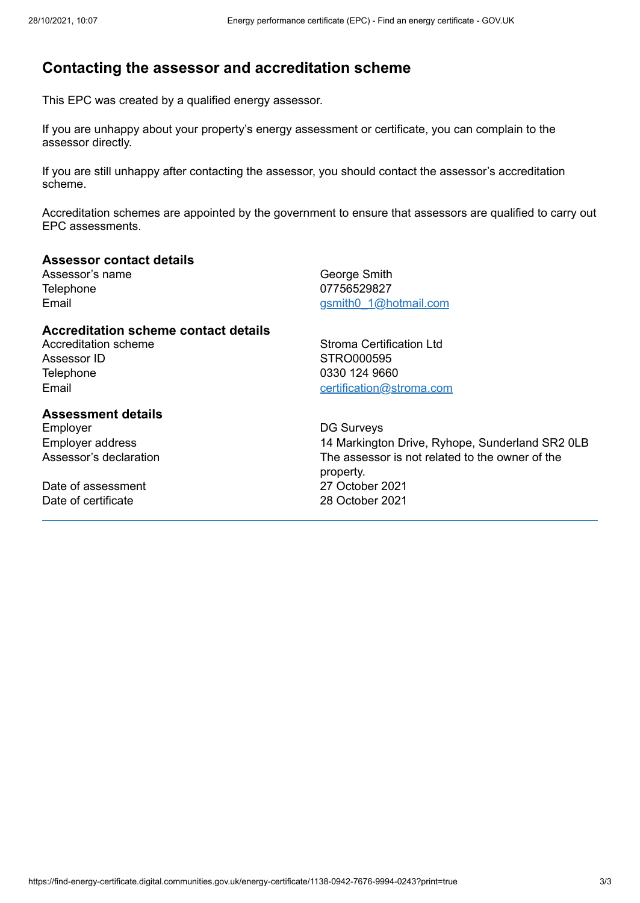## Contacting the assessor and accreditation scheme

This EPC was created by a qualified energy assessor.

If you are unhappy about your property's energy assessment or certificate, you can complain to the assessor directly.

If you are still unhappy after contacting the assessor, you should contact the assessor's accreditation scheme.

Accreditation schemes are appointed by the government to ensure that assessors are qualified to carry out EPC assessments.

### Assessor contact details

| | |
|---|---|
| Assessor's name | George Smith |
| Telephone | 07756529827 |
| Email | gsmith0_1@hotmail.com |

### Accreditation scheme contact details

| | |
|---|---|
| Accreditation scheme | Stroma Certification Ltd |
| Assessor ID | STRO000595 |
| Telephone | 0330 124 9660 |
| Email | certification@stroma.com |

### Assessment details

| | |
|---|---|
| Employer | DG Surveys |
| Employer address | 14 Markington Drive, Ryhope, Sunderland SR2 0LB |
| Assessor's declaration | The assessor is not related to the owner of the property. |
| Date of assessment | 27 October 2021 |
| Date of certificate | 28 October 2021 |